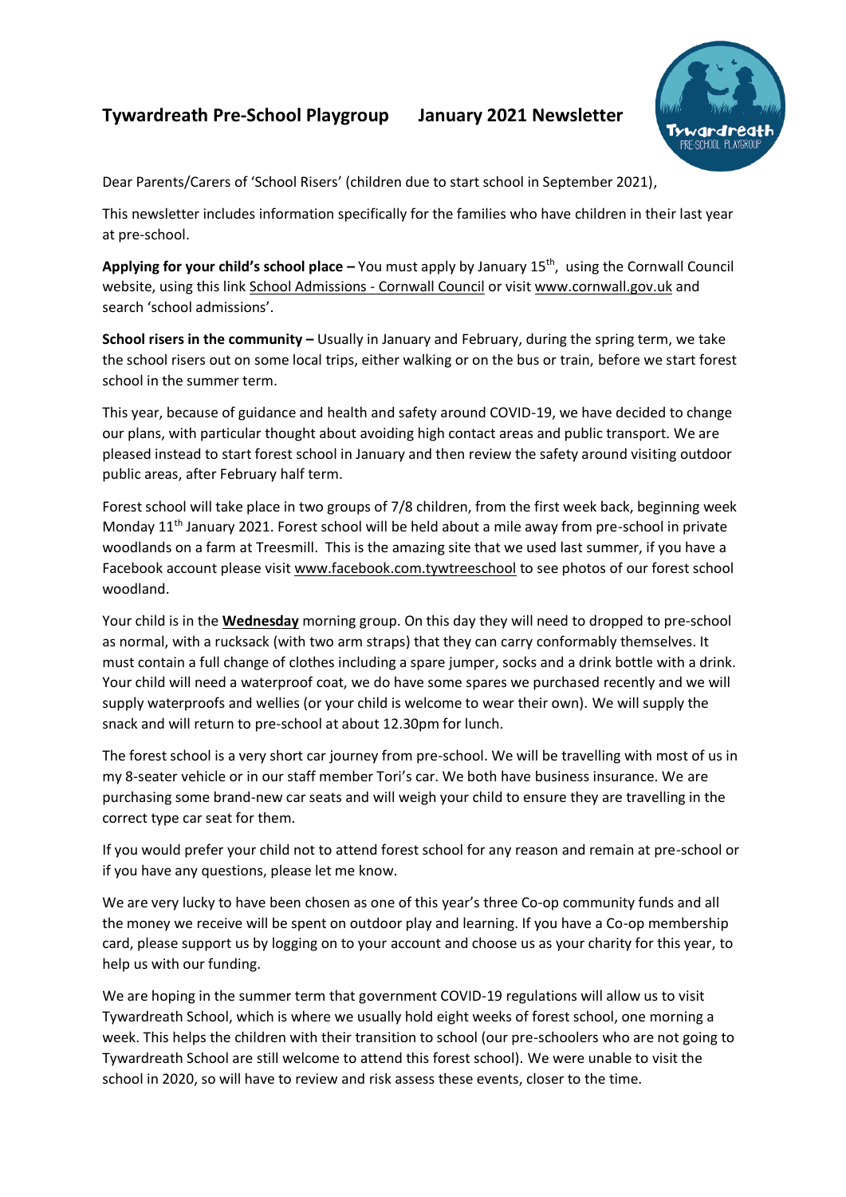# Tywardreath Pre-School Playgroup January 2021 Newsletter

Dear Parents/Carers of 'School Risers' (children due to start school in September 2021),

This newsletter includes information specifically for the families who have children in their last year at pre-school.

**Applying for your child's school place –** You must apply by January 15th, using the Cornwall Council website, using this link School Admissions - Cornwall Council or visit www.cornwall.gov.uk and search 'school admissions'.

**School risers in the community –** Usually in January and February, during the spring term, we take the school risers out on some local trips, either walking or on the bus or train, before we start forest school in the summer term.

This year, because of guidance and health and safety around COVID-19, we have decided to change our plans, with particular thought about avoiding high contact areas and public transport. We are pleased instead to start forest school in January and then review the safety around visiting outdoor public areas, after February half term.

Forest school will take place in two groups of 7/8 children, from the first week back, beginning week Monday 11th January 2021. Forest school will be held about a mile away from pre-school in private woodlands on a farm at Treesmill. This is the amazing site that we used last summer, if you have a Facebook account please visit www.facebook.com.tywtreeschool to see photos of our forest school woodland.

Your child is in the **Wednesday** morning group. On this day they will need to dropped to pre-school as normal, with a rucksack (with two arm straps) that they can carry conformably themselves. It must contain a full change of clothes including a spare jumper, socks and a drink bottle with a drink. Your child will need a waterproof coat, we do have some spares we purchased recently and we will supply waterproofs and wellies (or your child is welcome to wear their own). We will supply the snack and will return to pre-school at about 12.30pm for lunch.

The forest school is a very short car journey from pre-school. We will be travelling with most of us in my 8-seater vehicle or in our staff member Tori's car. We both have business insurance. We are purchasing some brand-new car seats and will weigh your child to ensure they are travelling in the correct type car seat for them.

If you would prefer your child not to attend forest school for any reason and remain at pre-school or if you have any questions, please let me know.

We are very lucky to have been chosen as one of this year's three Co-op community funds and all the money we receive will be spent on outdoor play and learning. If you have a Co-op membership card, please support us by logging on to your account and choose us as your charity for this year, to help us with our funding.

We are hoping in the summer term that government COVID-19 regulations will allow us to visit Tywardreath School, which is where we usually hold eight weeks of forest school, one morning a week. This helps the children with their transition to school (our pre-schoolers who are not going to Tywardreath School are still welcome to attend this forest school). We were unable to visit the school in 2020, so will have to review and risk assess these events, closer to the time.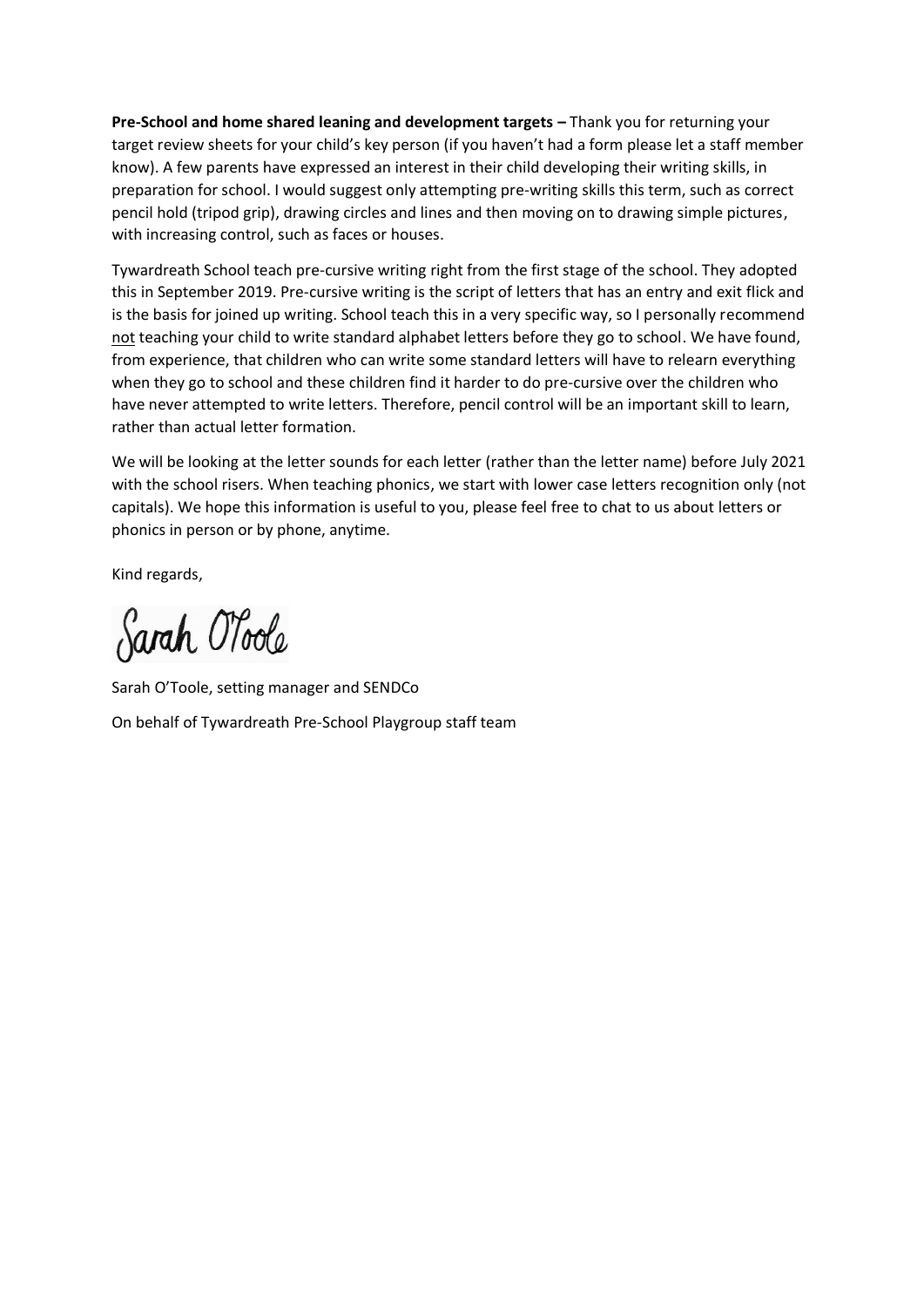**Pre-School and home shared leaning and development targets –** Thank you for returning your target review sheets for your child's key person (if you haven't had a form please let a staff member know). A few parents have expressed an interest in their child developing their writing skills, in preparation for school. I would suggest only attempting pre-writing skills this term, such as correct pencil hold (tripod grip), drawing circles and lines and then moving on to drawing simple pictures, with increasing control, such as faces or houses.

Tywardreath School teach pre-cursive writing right from the first stage of the school. They adopted this in September 2019. Pre-cursive writing is the script of letters that has an entry and exit flick and is the basis for joined up writing. School teach this in a very specific way, so I personally recommend <u>not</u> teaching your child to write standard alphabet letters before they go to school. We have found, from experience, that children who can write some standard letters will have to relearn everything when they go to school and these children find it harder to do pre-cursive over the children who have never attempted to write letters. Therefore, pencil control will be an important skill to learn, rather than actual letter formation.

We will be looking at the letter sounds for each letter (rather than the letter name) before July 2021 with the school risers. When teaching phonics, we start with lower case letters recognition only (not capitals). We hope this information is useful to you, please feel free to chat to us about letters or phonics in person or by phone, anytime.

Kind regards,

Sarah O'Toole

Sarah O'Toole, setting manager and SENDCo

On behalf of Tywardreath Pre-School Playgroup staff team